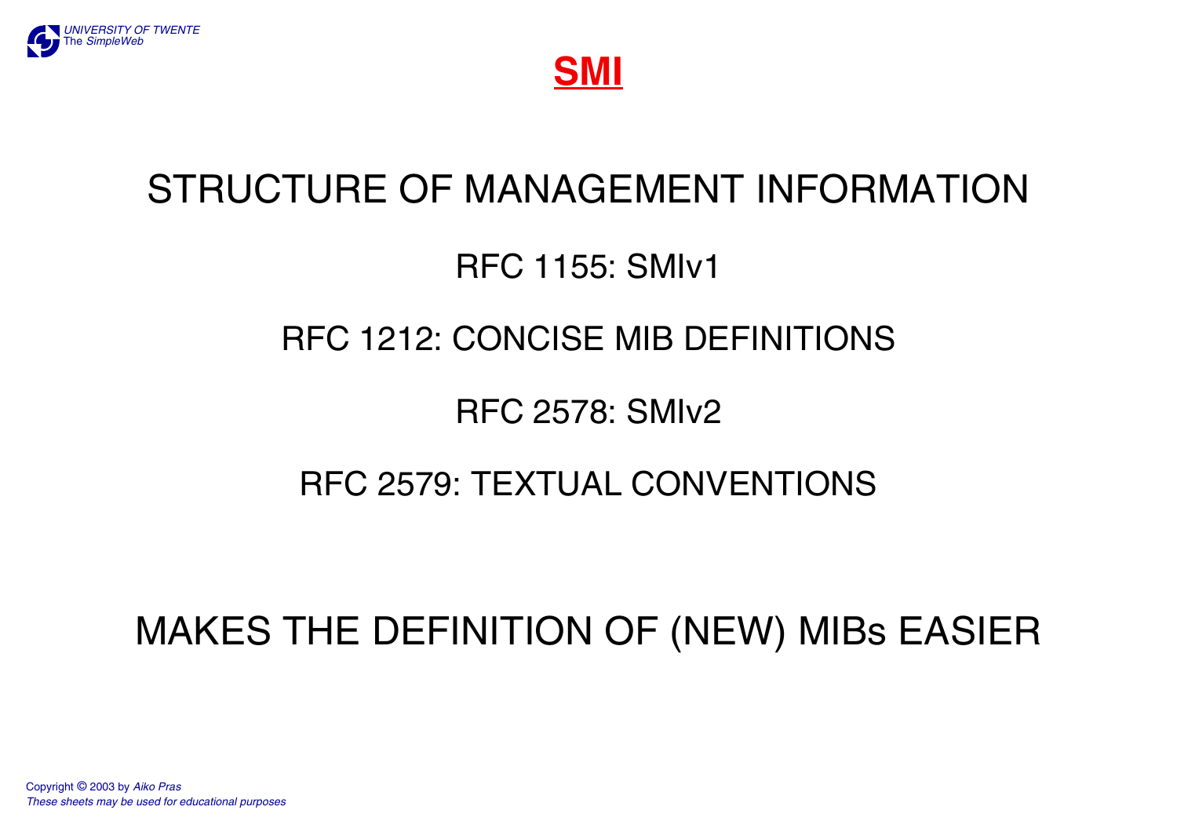# SMI

STRUCTURE OF MANAGEMENT INFORMATION

RFC 1155: SMIv1

RFC 1212: CONCISE MIB DEFINITIONS

RFC 2578: SMIv2

RFC 2579: TEXTUAL CONVENTIONS

MAKES THE DEFINITION OF (NEW) MIBs EASIER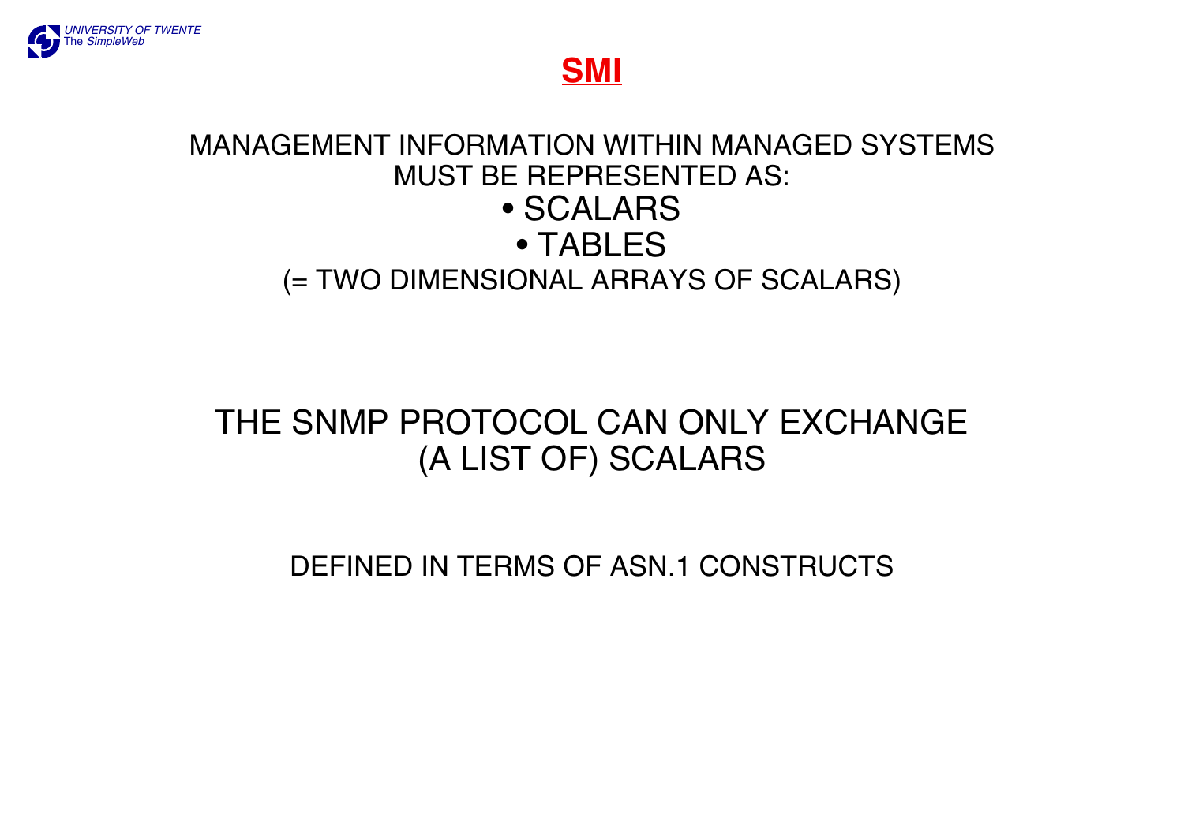# SMI

MANAGEMENT INFORMATION WITHIN MANAGED SYSTEMS MUST BE REPRESENTED AS:

- SCALARS
- TABLES

(= TWO DIMENSIONAL ARRAYS OF SCALARS)

THE SNMP PROTOCOL CAN ONLY EXCHANGE (A LIST OF) SCALARS

DEFINED IN TERMS OF ASN.1 CONSTRUCTS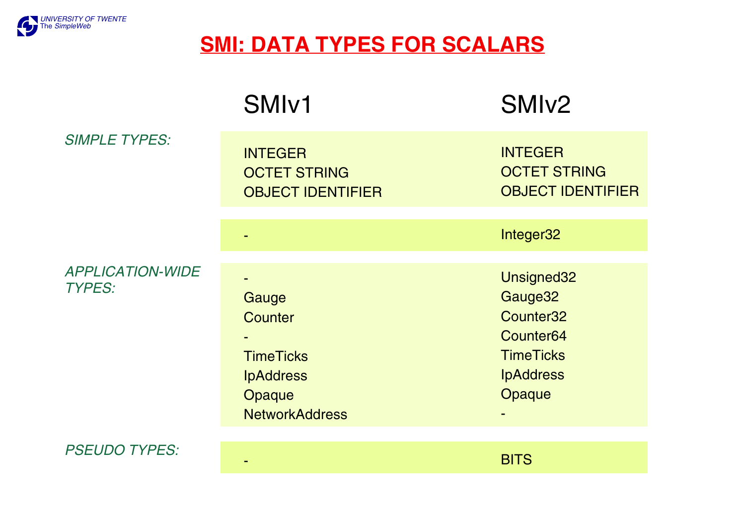# SMI: DATA TYPES FOR SCALARS

| | SMIv1 | SMIv2 |
|---|---|---|
| *SIMPLE TYPES:* | INTEGER | INTEGER |
| | OCTET STRING | OCTET STRING |
| | OBJECT IDENTIFIER | OBJECT IDENTIFIER |
| | - | Integer32 |
| *APPLICATION-WIDE TYPES:* | - | Unsigned32 |
| | Gauge | Gauge32 |
| | Counter | Counter32 |
| | - | Counter64 |
| | TimeTicks | TimeTicks |
| | IpAddress | IpAddress |
| | Opaque | Opaque |
| | NetworkAddress | - |
| *PSEUDO TYPES:* | - | BITS |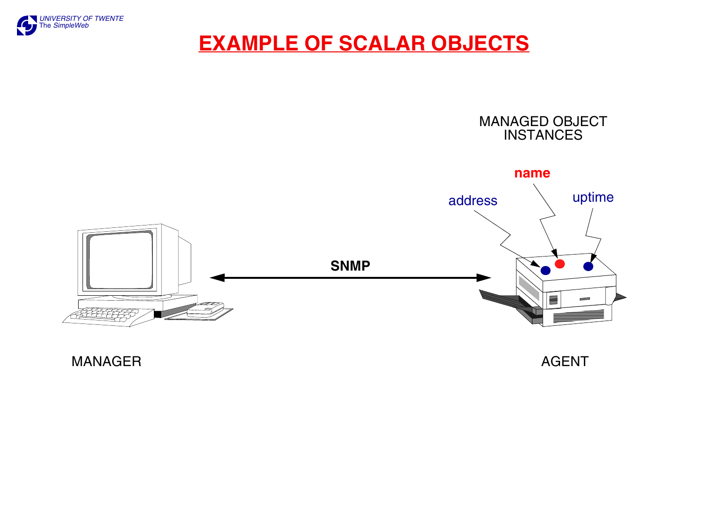# EXAMPLE OF SCALAR OBJECTS

MANAGED OBJECT INSTANCES

**name**

address

uptime

**SNMP**

MANAGER

AGENT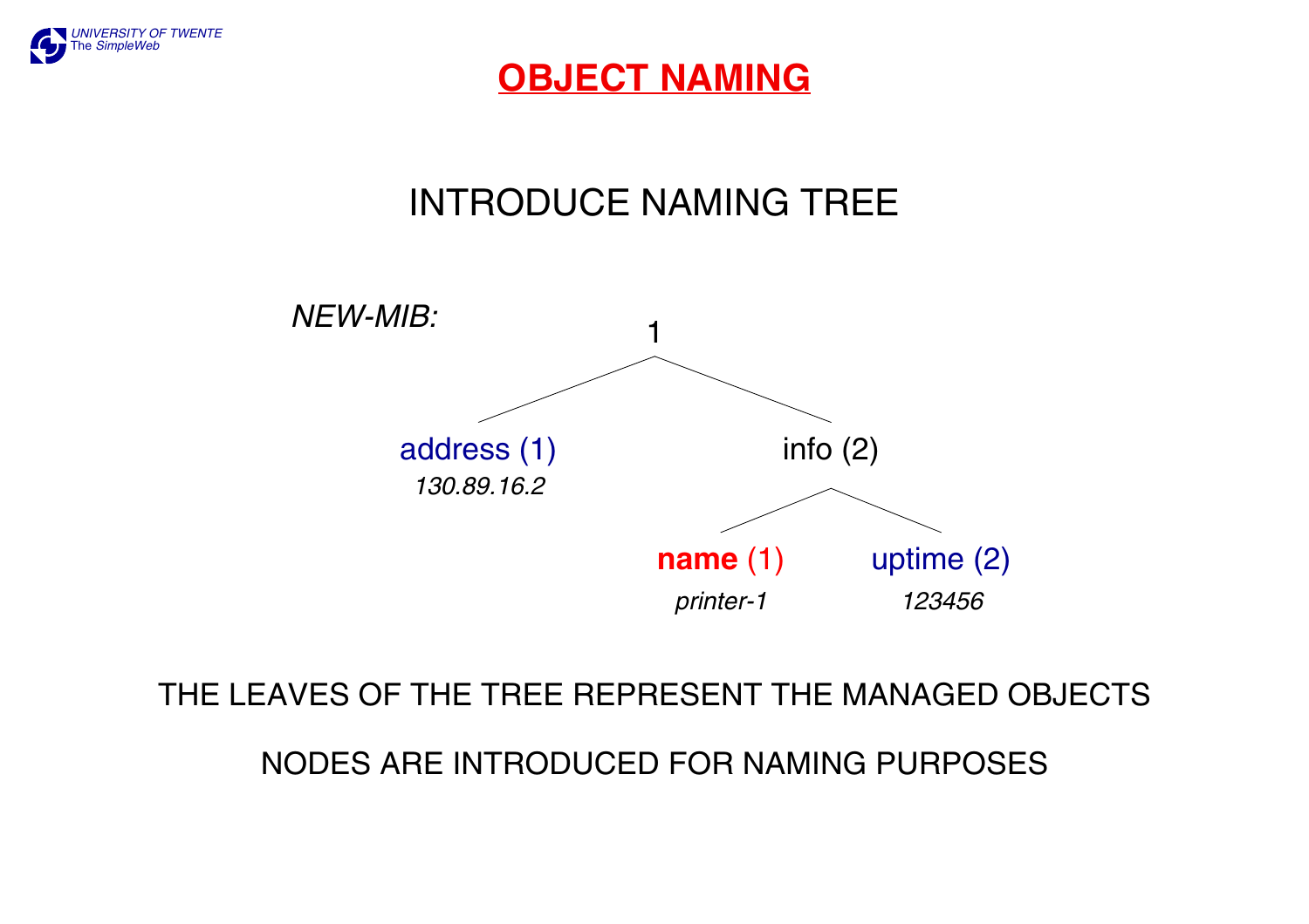# OBJECT NAMING

## INTRODUCE NAMING TREE

*NEW-MIB:*

```
                    1
          /                   \
   address (1)               info (2)
   130.89.16.2              /        \
                      name (1)      uptime (2)
                      printer-1     123456
```

THE LEAVES OF THE TREE REPRESENT THE MANAGED OBJECTS

NODES ARE INTRODUCED FOR NAMING PURPOSES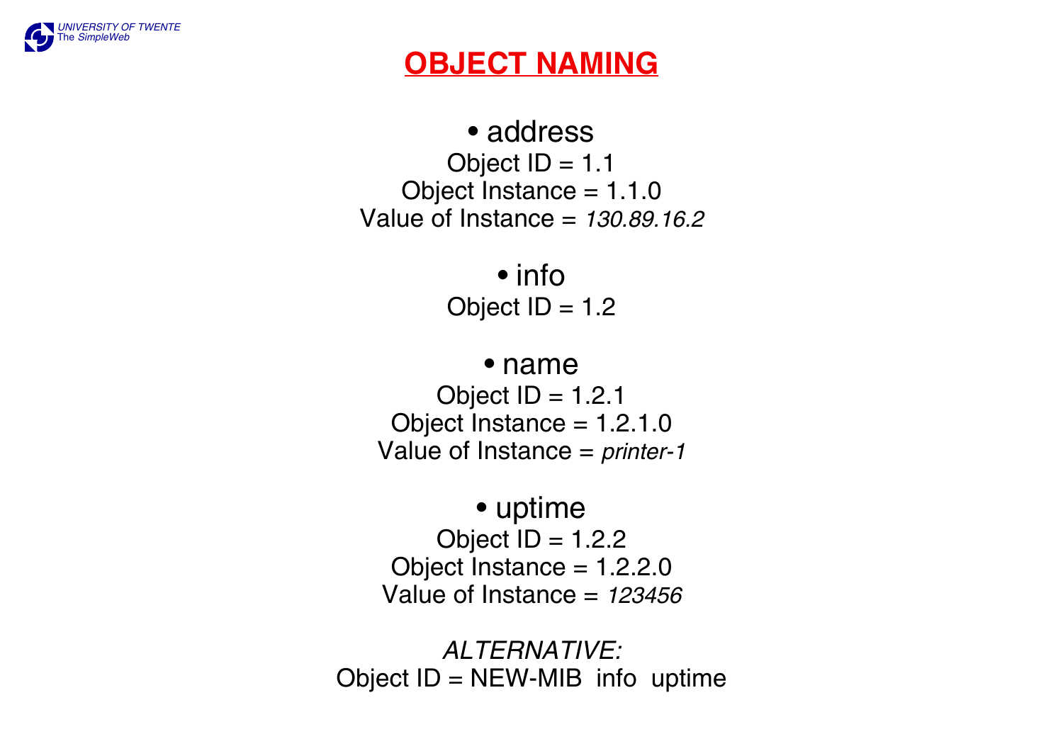# OBJECT NAMING

- address

Object ID = 1.1
Object Instance = 1.1.0
Value of Instance = *130.89.16.2*

- info

Object ID = 1.2

- name

Object ID = 1.2.1
Object Instance = 1.2.1.0
Value of Instance = *printer-1*

- uptime

Object ID = 1.2.2
Object Instance = 1.2.2.0
Value of Instance = *123456*

*ALTERNATIVE:*
Object ID = NEW-MIB  info  uptime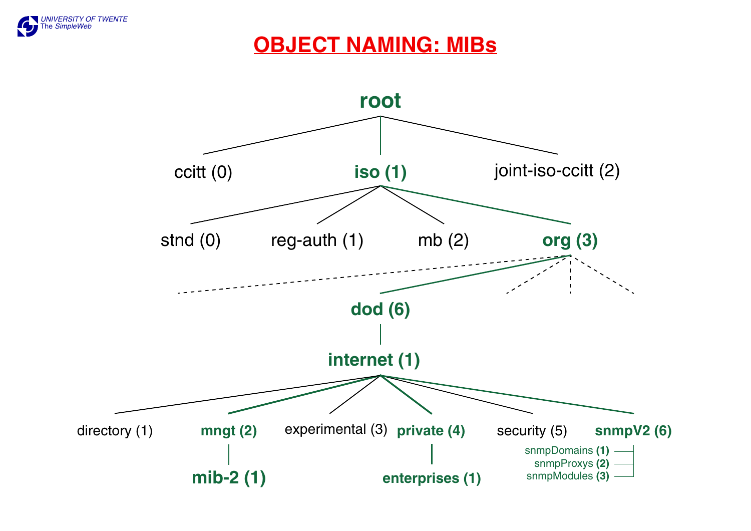# OBJECT NAMING: MIBs

- root
  - ccitt (0)
  - **iso (1)**
    - stnd (0)
    - reg-auth (1)
    - mb (2)
    - **org (3)**
      - **dod (6)**
        - **internet (1)**
          - directory (1)
          - **mngt (2)**
            - **mib-2 (1)**
          - experimental (3)
          - **private (4)**
            - **enterprises (1)**
          - security (5)
          - **snmpV2 (6)**
            - snmpDomains **(1)**
            - snmpProxys **(2)**
            - snmpModules **(3)**
  - joint-iso-ccitt (2)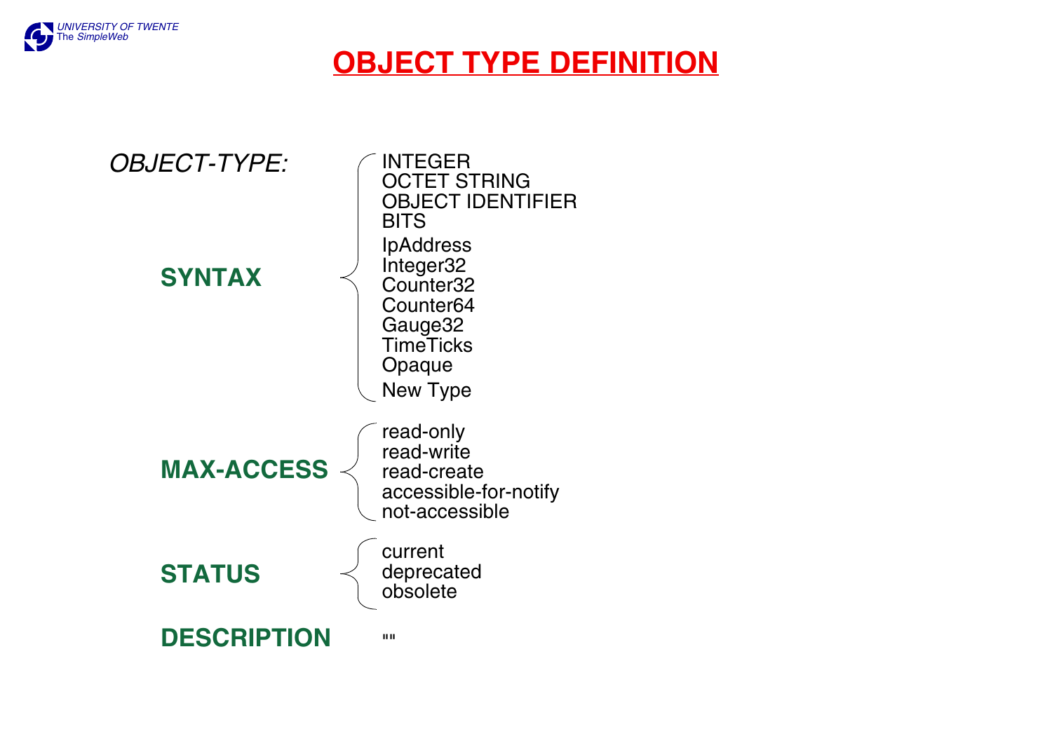# OBJECT TYPE DEFINITION

*OBJECT-TYPE:*

**SYNTAX**

- INTEGER
- OCTET STRING
- OBJECT IDENTIFIER
- BITS
- IpAddress
- Integer32
- Counter32
- Counter64
- Gauge32
- TimeTicks
- Opaque
- New Type

**MAX-ACCESS**

- read-only
- read-write
- read-create
- accessible-for-notify
- not-accessible

**STATUS**

- current
- deprecated
- obsolete

**DESCRIPTION** ""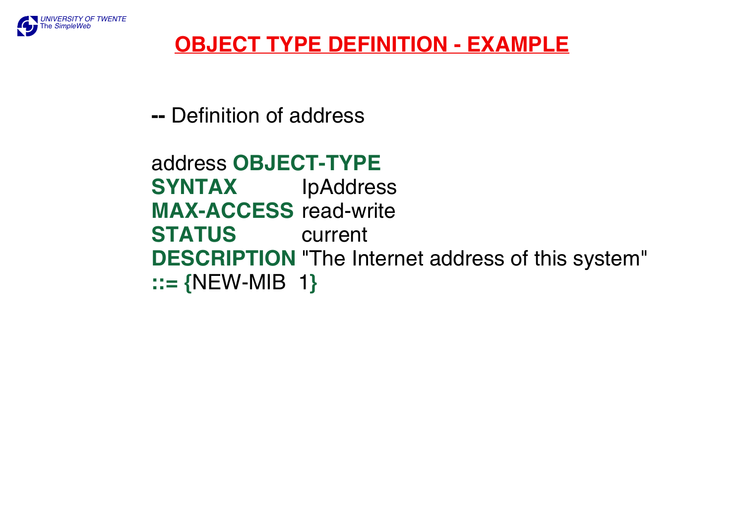# OBJECT TYPE DEFINITION - EXAMPLE

```
-- Definition of address

address OBJECT-TYPE
SYNTAX        IpAddress
MAX-ACCESS read-write
STATUS        current
DESCRIPTION "The Internet address of this system"
::= {NEW-MIB  1}
```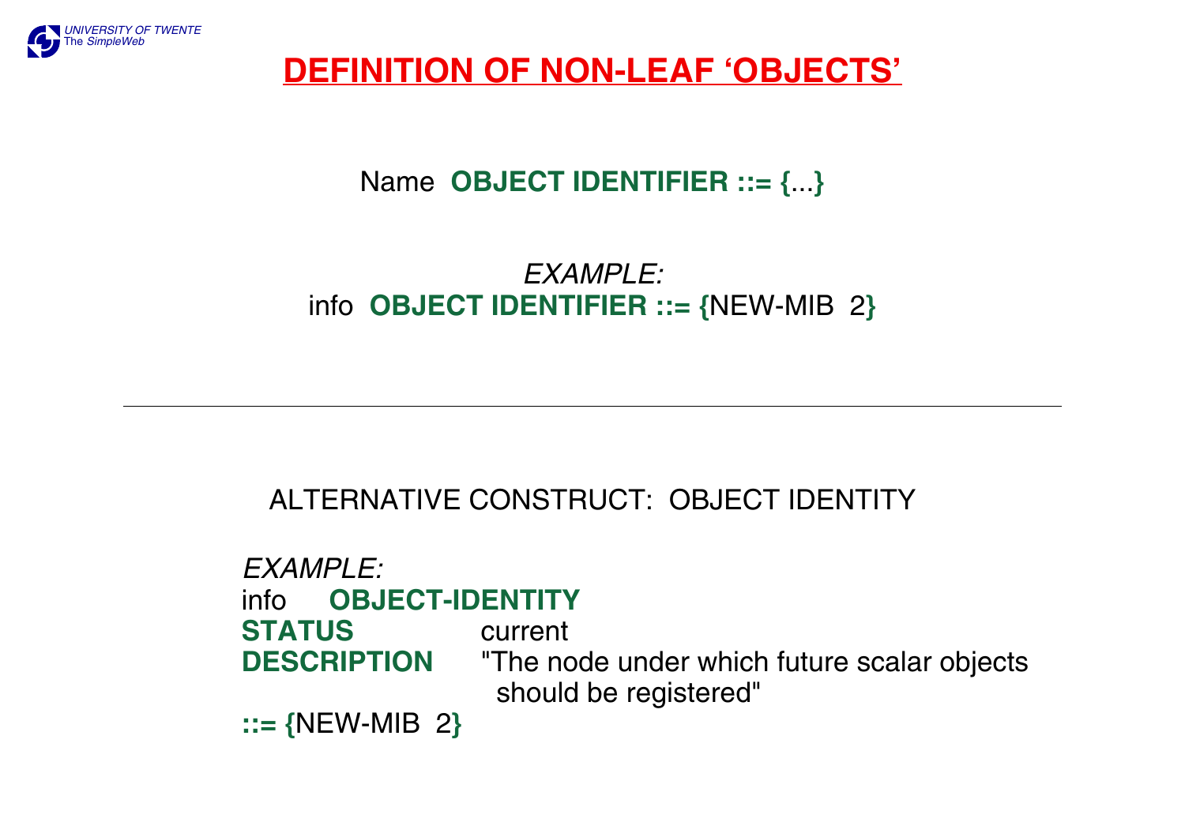# DEFINITION OF NON-LEAF 'OBJECTS'

Name **OBJECT IDENTIFIER ::= {**...**}**

*EXAMPLE:*
info **OBJECT IDENTIFIER ::= {**NEW-MIB 2**}**

---

ALTERNATIVE CONSTRUCT: OBJECT IDENTITY

*EXAMPLE:*

```
info    OBJECT-IDENTITY
STATUS          current
DESCRIPTION     "The node under which future scalar objects
                  should be registered"
::= {NEW-MIB 2}
```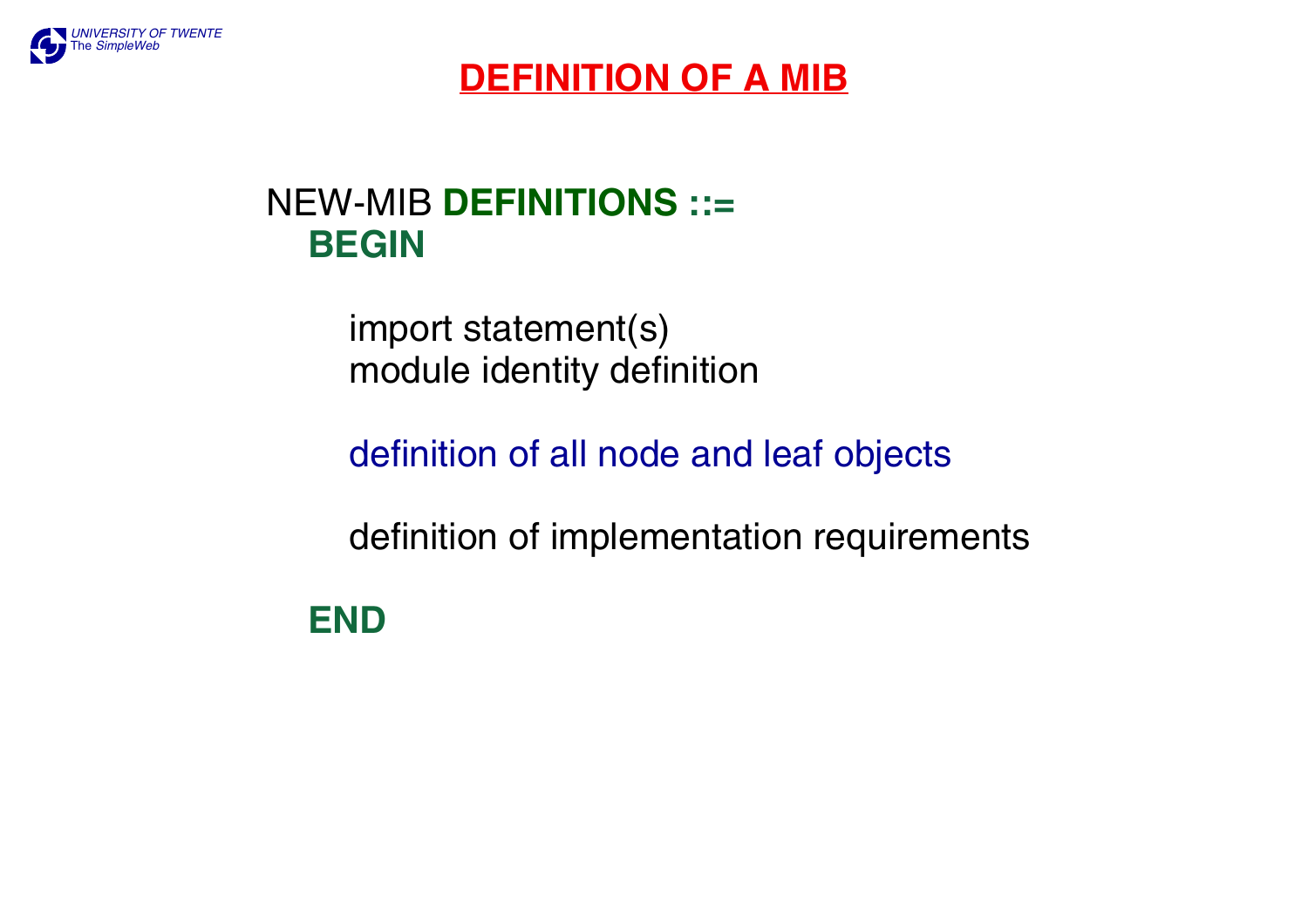# DEFINITION OF A MIB

NEW-MIB **DEFINITIONS ::=**
**BEGIN**

import statement(s)
module identity definition

definition of all node and leaf objects

definition of implementation requirements

**END**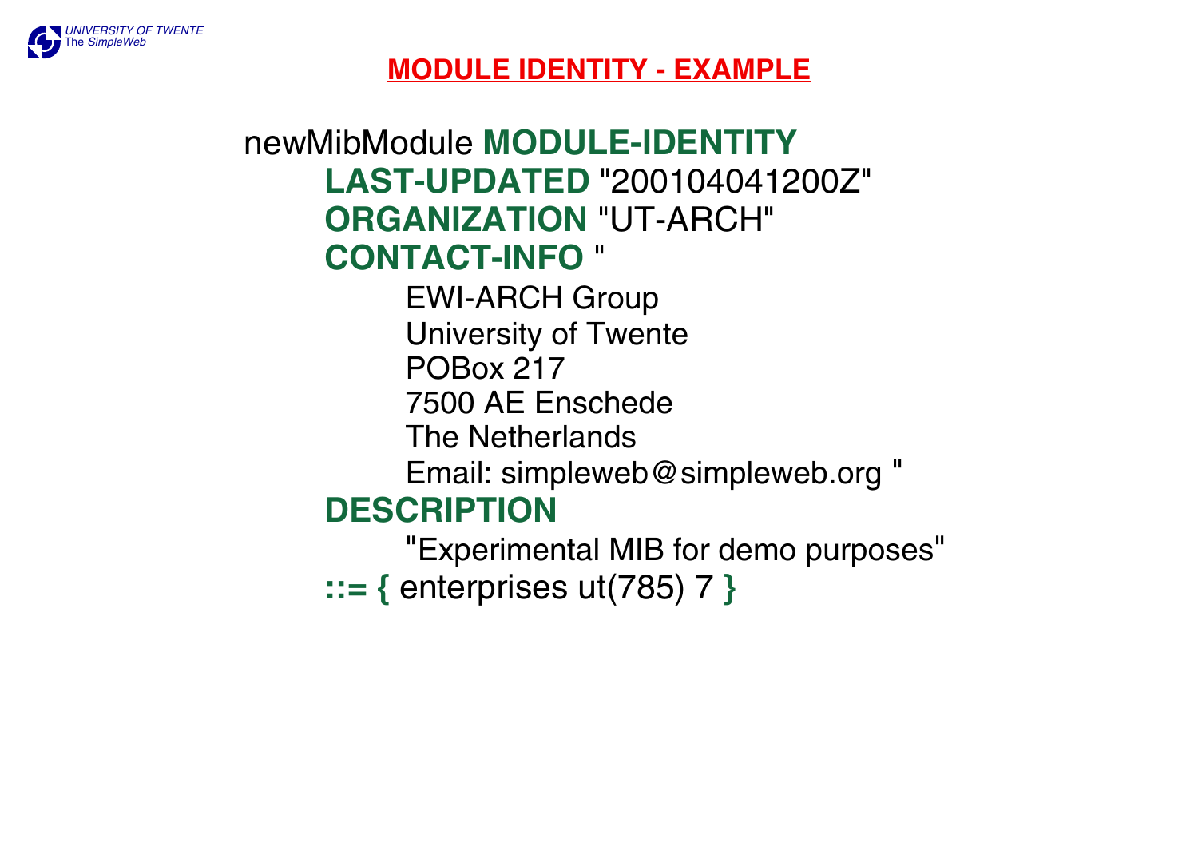## MODULE IDENTITY - EXAMPLE

```
newMibModule MODULE-IDENTITY
    LAST-UPDATED "200104041200Z"
    ORGANIZATION "UT-ARCH"
    CONTACT-INFO "
        EWI-ARCH Group
        University of Twente
        POBox 217
        7500 AE Enschede
        The Netherlands
        Email: simpleweb@simpleweb.org "
    DESCRIPTION
        "Experimental MIB for demo purposes"
    ::= { enterprises ut(785) 7 }
```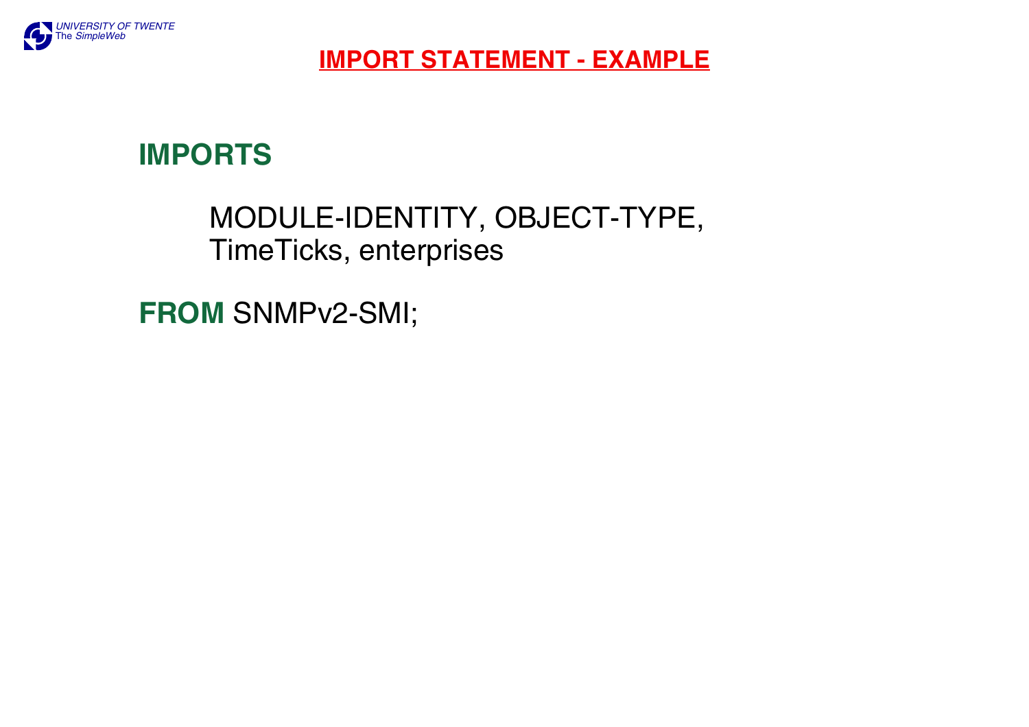# IMPORT STATEMENT - EXAMPLE

```
IMPORTS

        MODULE-IDENTITY, OBJECT-TYPE,
        TimeTicks, enterprises

FROM SNMPv2-SMI;
```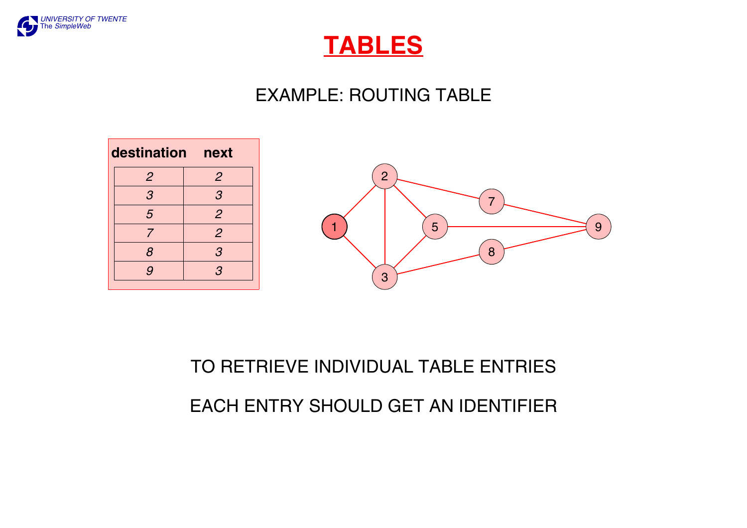# TABLES

EXAMPLE: ROUTING TABLE

| destination | next |
| --- | --- |
| *2* | *2* |
| *3* | *3* |
| *5* | *2* |
| *7* | *2* |
| *8* | *3* |
| *9* | *3* |

TO RETRIEVE INDIVIDUAL TABLE ENTRIES

EACH ENTRY SHOULD GET AN IDENTIFIER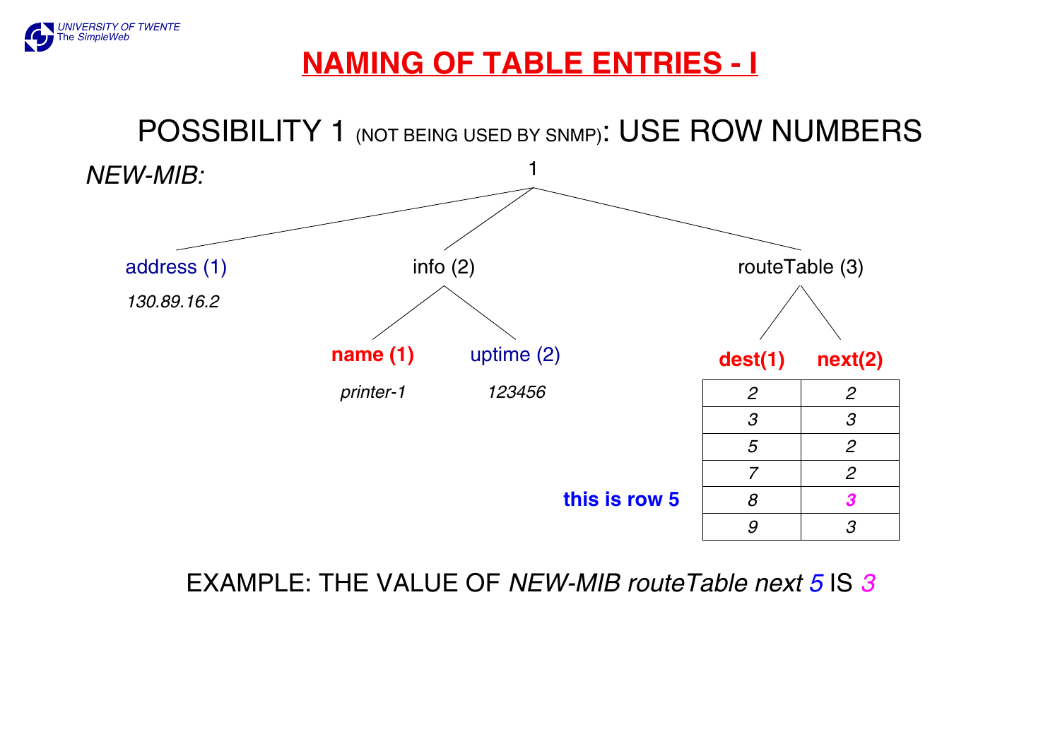# NAMING OF TABLE ENTRIES - I

## POSSIBILITY 1 (NOT BEING USED BY SNMP): USE ROW NUMBERS

*NEW-MIB:*

1

- address (1)
  - *130.89.16.2*
- info (2)
  - **name (1)**
    - *printer-1*
  - uptime (2)
    - *123456*
- routeTable (3)
  - **dest(1)**
  - **next(2)**

| **dest(1)** | **next(2)** |
|---|---|
| *2* | *2* |
| *3* | *3* |
| *5* | *2* |
| *7* | *2* |
| *8* | ***3*** |
| *9* | *3* |

**this is row 5** (the row with dest *8* and next ***3***)

EXAMPLE: THE VALUE OF *NEW-MIB routeTable next 5* IS *3*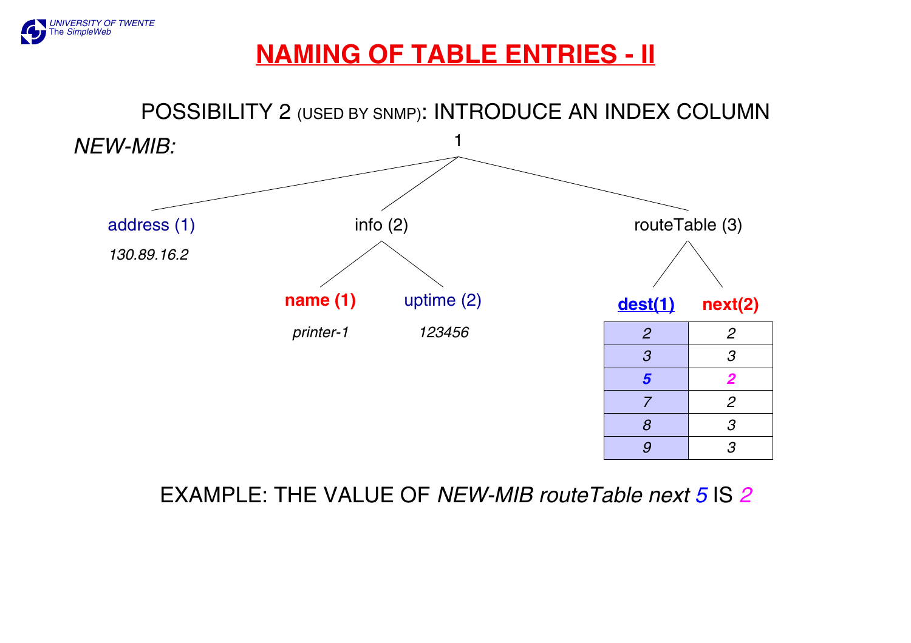# NAMING OF TABLE ENTRIES - II

POSSIBILITY 2 (USED BY SNMP): INTRODUCE AN INDEX COLUMN

*NEW-MIB:*

1

- address (1)
  - *130.89.16.2*
- info (2)
  - **name (1)**
    - *printer-1*
  - uptime (2)
    - *123456*
- routeTable (3)
  - **dest(1)**
  - **next(2)**

| **dest(1)** | **next(2)** |
|---|---|
| *2* | *2* |
| *3* | *3* |
| ***5*** | ***2*** |
| *7* | *2* |
| *8* | *3* |
| *9* | *3* |

EXAMPLE: THE VALUE OF *NEW-MIB routeTable next 5* IS *2*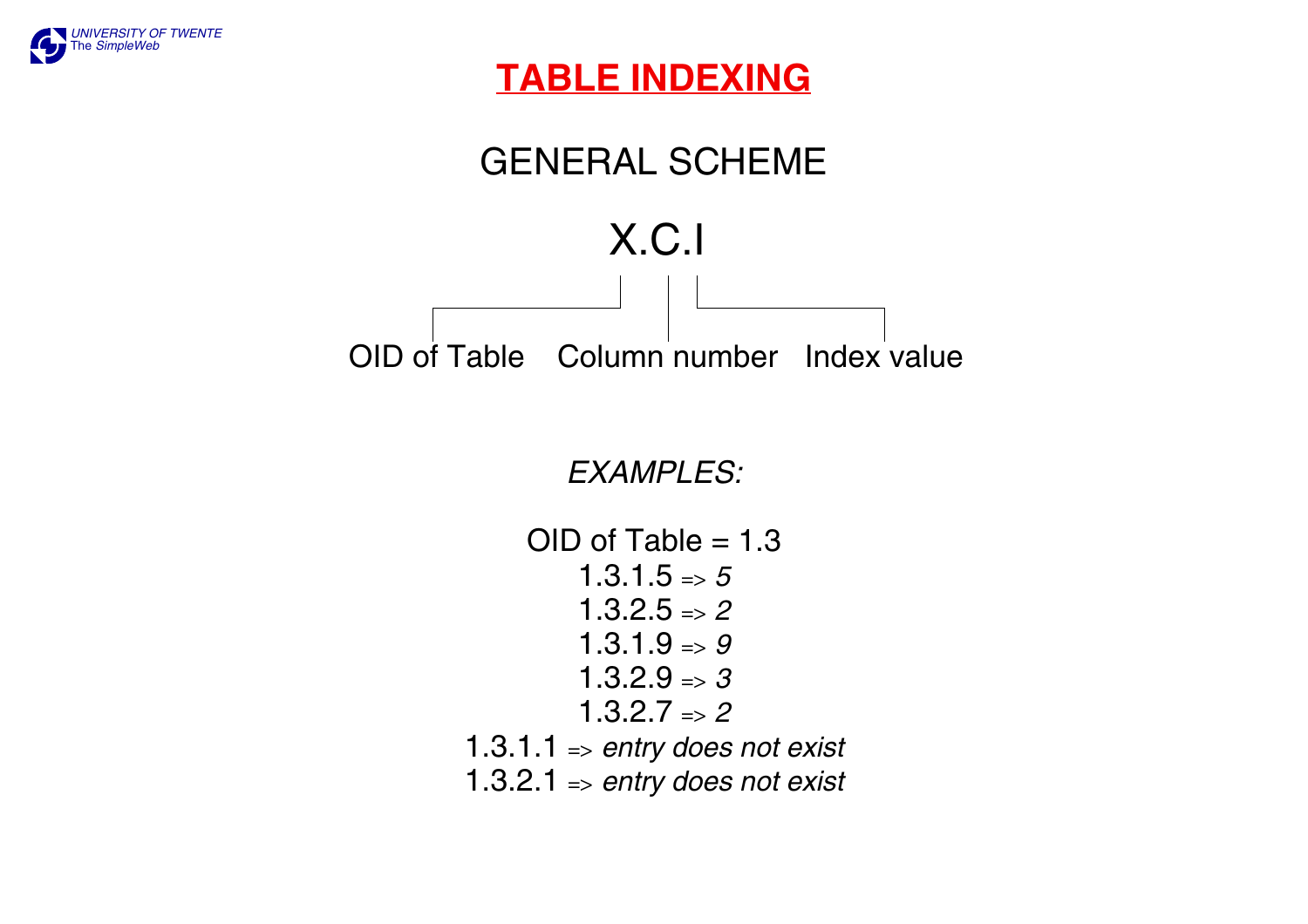# TABLE INDEXING

## GENERAL SCHEME

X.C.I

OID of Table — Column number — Index value

*EXAMPLES:*

OID of Table = 1.3

1.3.1.5 => *5*

1.3.2.5 => *2*

1.3.1.9 => *9*

1.3.2.9 => *3*

1.3.2.7 => *2*

1.3.1.1 => *entry does not exist*

1.3.2.1 => *entry does not exist*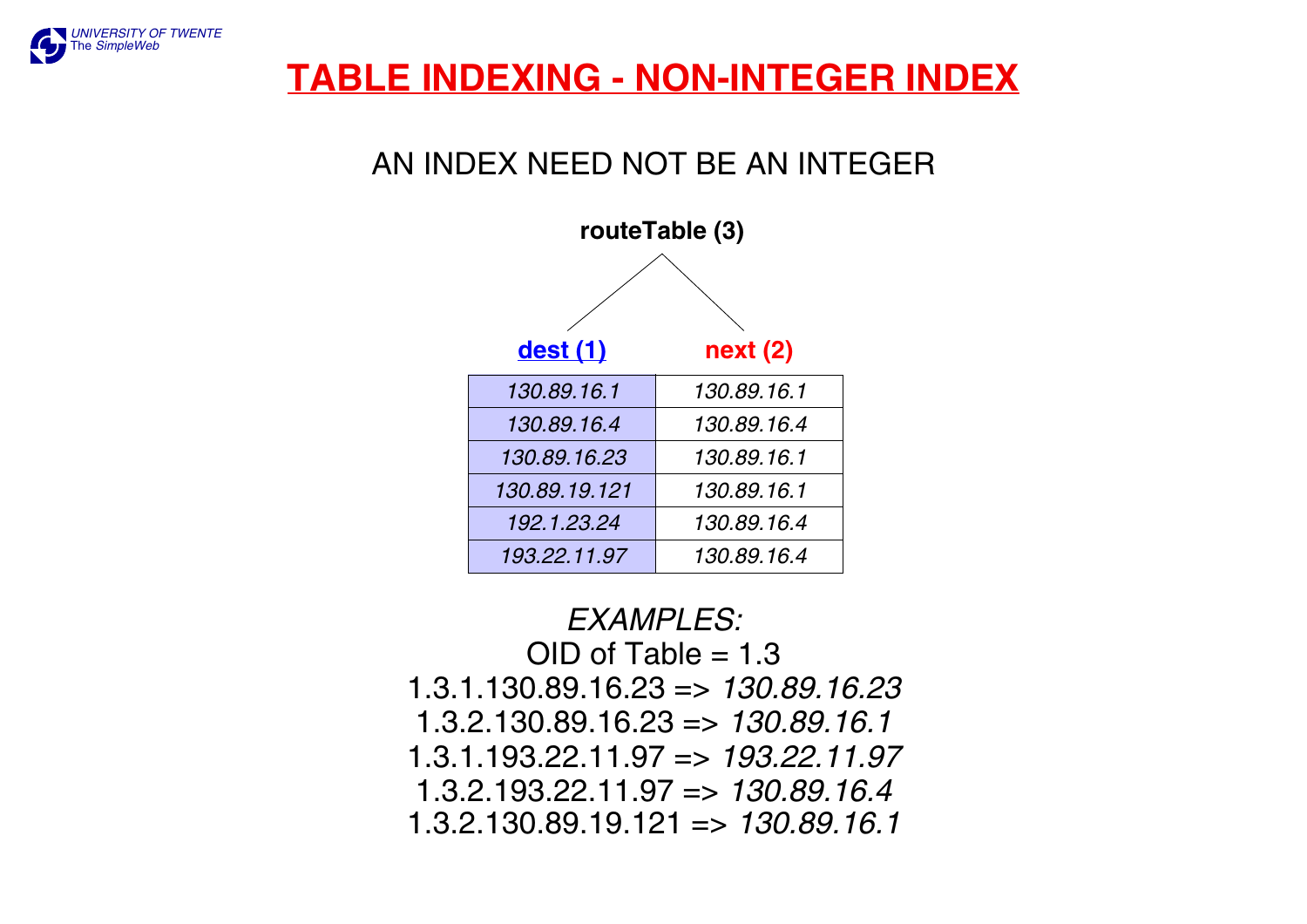# TABLE INDEXING - NON-INTEGER INDEX

AN INDEX NEED NOT BE AN INTEGER

**routeTable (3)**

| dest (1) | next (2) |
|---|---|
| *130.89.16.1* | *130.89.16.1* |
| *130.89.16.4* | *130.89.16.4* |
| *130.89.16.23* | *130.89.16.1* |
| *130.89.19.121* | *130.89.16.1* |
| *192.1.23.24* | *130.89.16.4* |
| *193.22.11.97* | *130.89.16.4* |

*EXAMPLES:*

OID of Table = 1.3

1.3.1.130.89.16.23 => *130.89.16.23*

1.3.2.130.89.16.23 => *130.89.16.1*

1.3.1.193.22.11.97 => *193.22.11.97*

1.3.2.193.22.11.97 => *130.89.16.4*

1.3.2.130.89.19.121 => *130.89.16.1*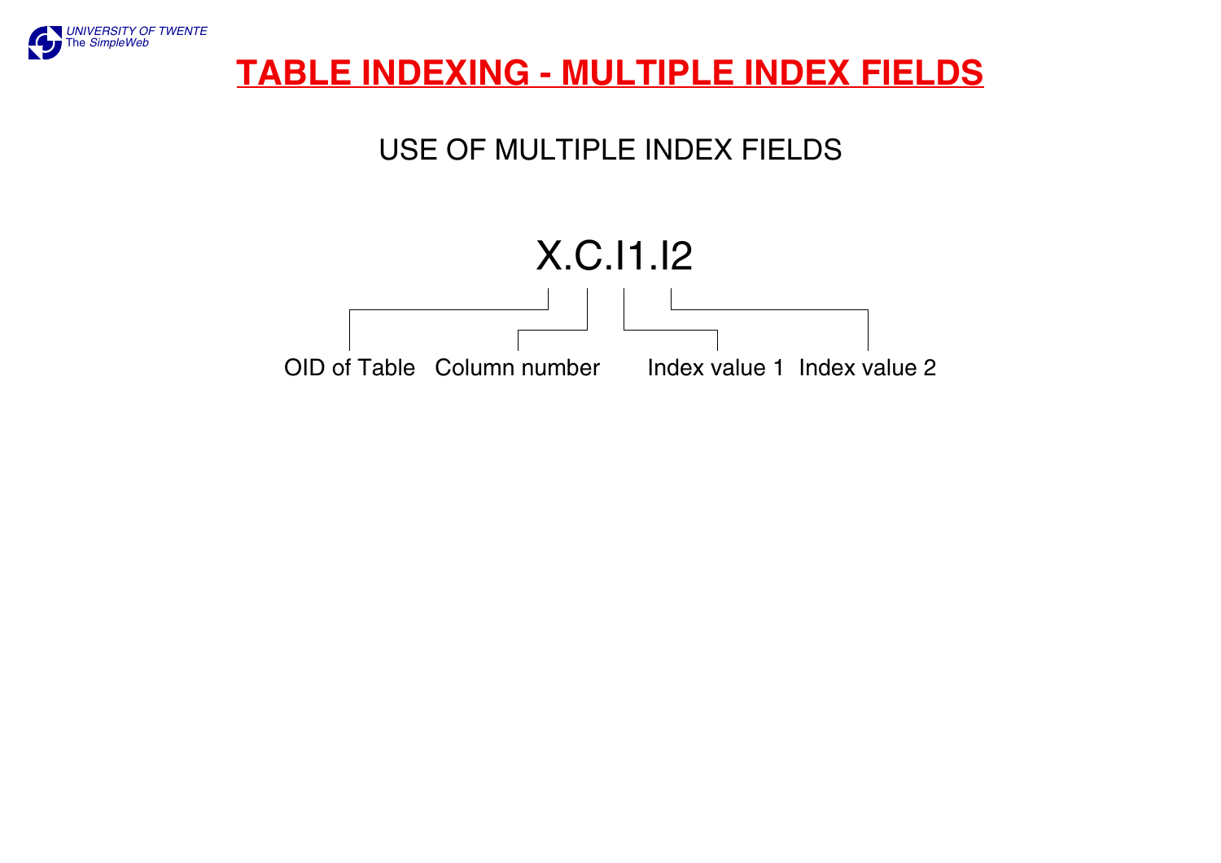# TABLE INDEXING - MULTIPLE INDEX FIELDS

## USE OF MULTIPLE INDEX FIELDS

X.C.I1.I2

- X: OID of Table
- C: Column number
- I1: Index value 1
- I2: Index value 2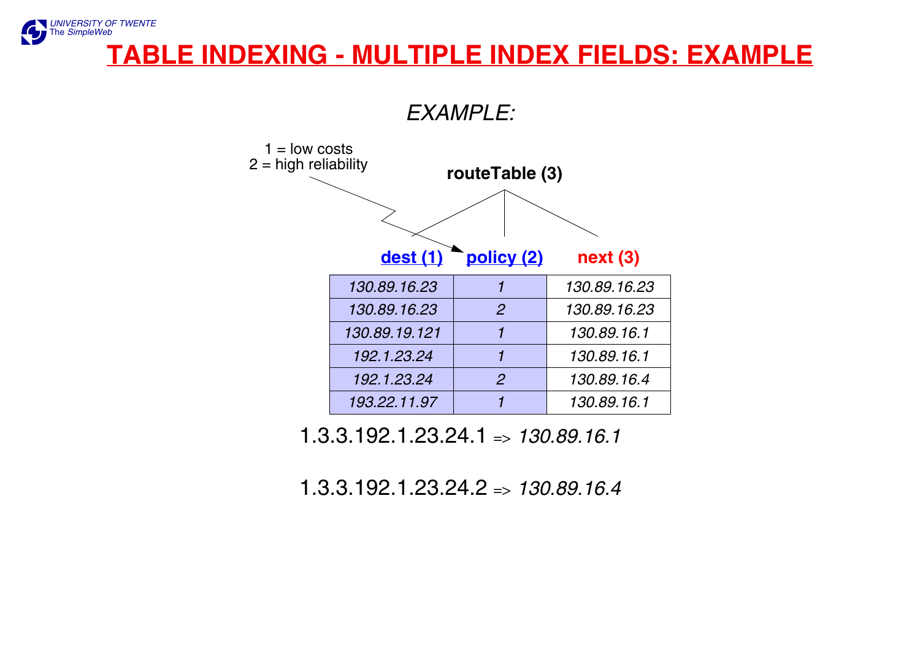# TABLE INDEXING - MULTIPLE INDEX FIELDS: EXAMPLE

*EXAMPLE:*

1 = low costs
2 = high reliability

**routeTable (3)**

| **dest (1)** | **policy (2)** | **next (3)** |
|---|---|---|
| *130.89.16.23* | *1* | *130.89.16.23* |
| *130.89.16.23* | *2* | *130.89.16.23* |
| *130.89.19.121* | *1* | *130.89.16.1* |
| *192.1.23.24* | *1* | *130.89.16.1* |
| *192.1.23.24* | *2* | *130.89.16.4* |
| *193.22.11.97* | *1* | *130.89.16.1* |

1.3.3.192.1.23.24.1 => *130.89.16.1*

1.3.3.192.1.23.24.2 => *130.89.16.4*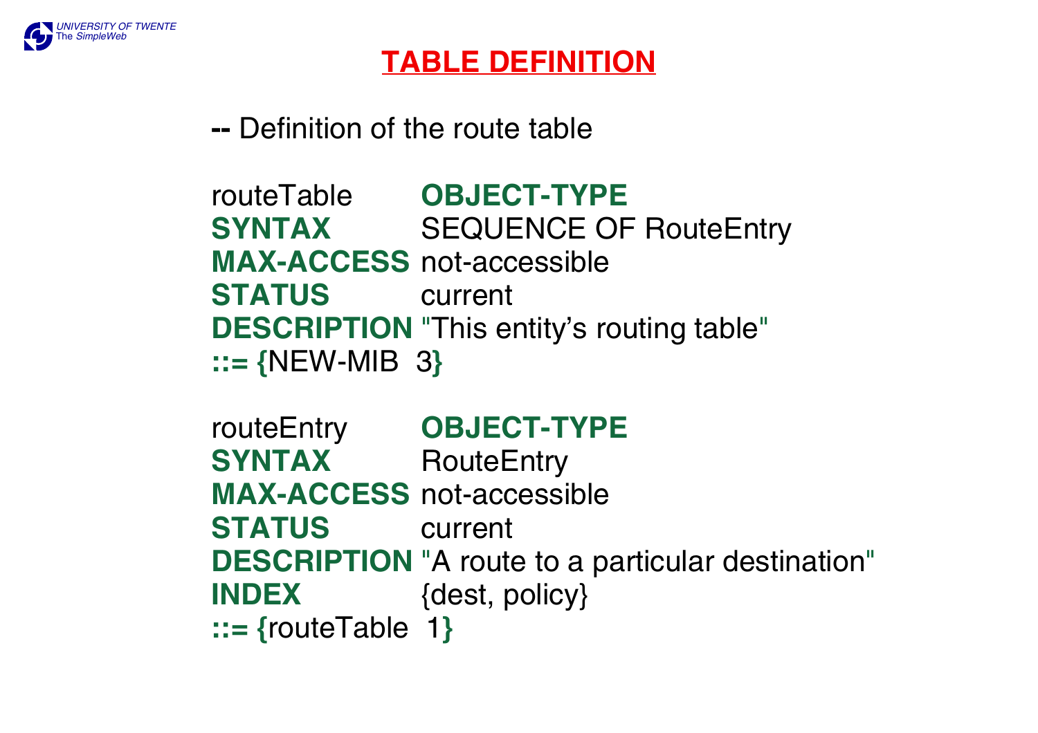# TABLE DEFINITION

```
-- Definition of the route table

routeTable      OBJECT-TYPE
SYNTAX          SEQUENCE OF RouteEntry
MAX-ACCESS      not-accessible
STATUS          current
DESCRIPTION     "This entity's routing table"
::= {NEW-MIB  3}

routeEntry      OBJECT-TYPE
SYNTAX          RouteEntry
MAX-ACCESS      not-accessible
STATUS          current
DESCRIPTION     "A route to a particular destination"
INDEX           {dest, policy}
::= {routeTable  1}
```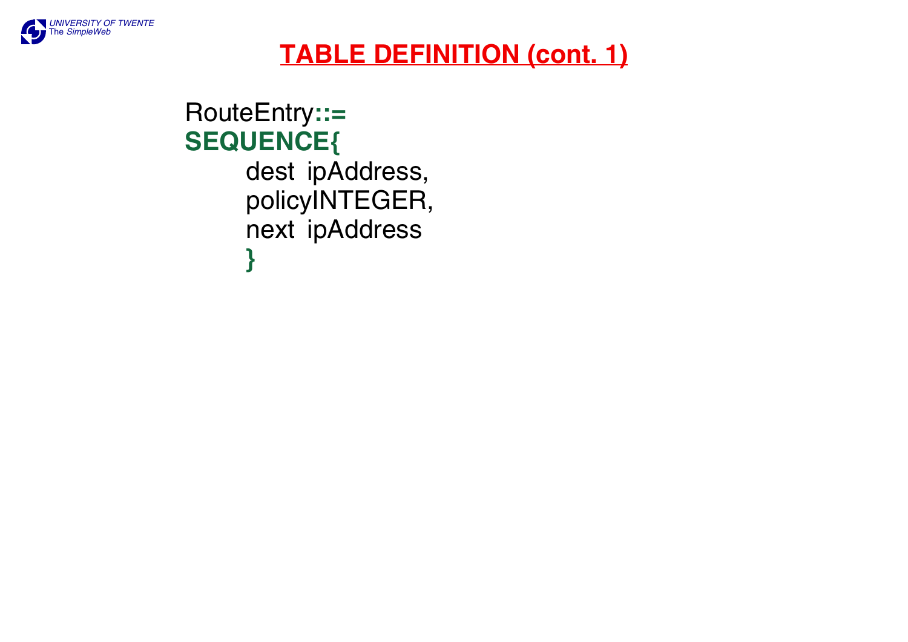# TABLE DEFINITION (cont. 1)

```
RouteEntry::=
SEQUENCE{
      dest  ipAddress,
      policyINTEGER,
      next  ipAddress
      }
```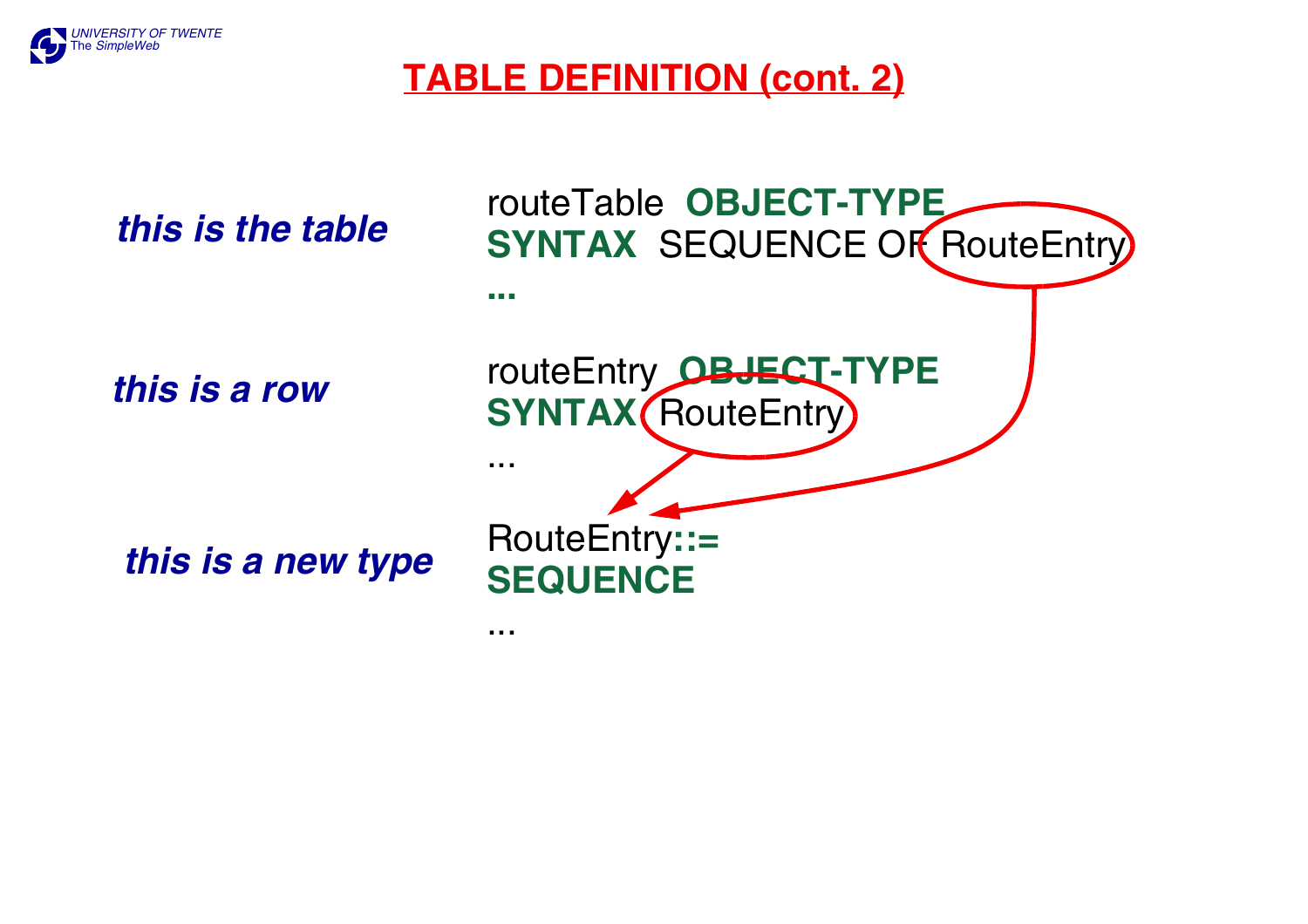# TABLE DEFINITION (cont. 2)

***this is the table***

```
routeTable  OBJECT-TYPE
SYNTAX  SEQUENCE OF RouteEntry
...
```

***this is a row***

```
routeEntry  OBJECT-TYPE
SYNTAX  RouteEntry
...
```

***this is a new type***

```
RouteEntry::=
SEQUENCE
...
```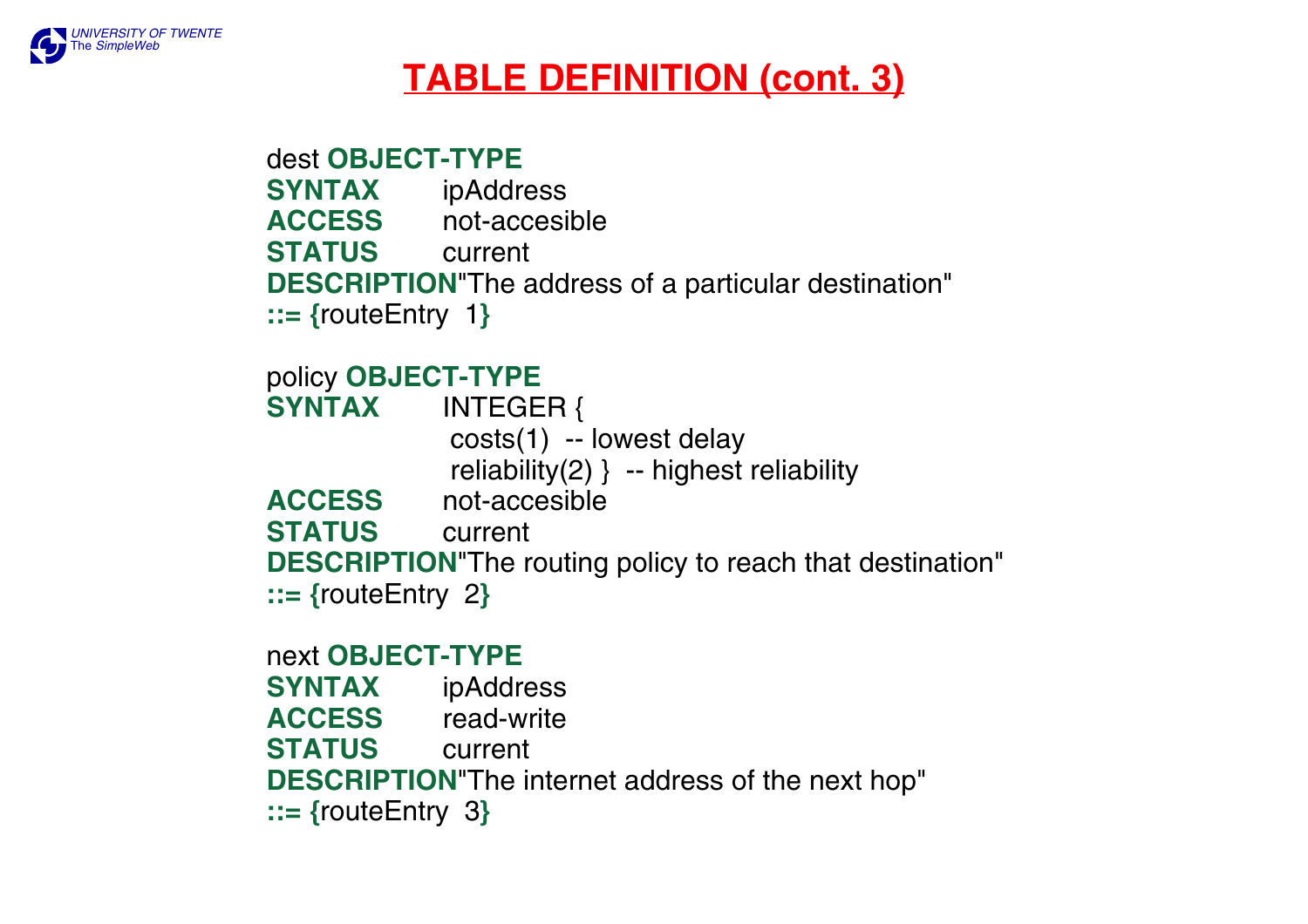# TABLE DEFINITION (cont. 3)

```
dest OBJECT-TYPE
SYNTAX       ipAddress
ACCESS       not-accesible
STATUS       current
DESCRIPTION"The address of a particular destination"
::= {routeEntry  1}

policy OBJECT-TYPE
SYNTAX       INTEGER {
              costs(1)  -- lowest delay
              reliability(2) }  -- highest reliability
ACCESS       not-accesible
STATUS       current
DESCRIPTION"The routing policy to reach that destination"
::= {routeEntry  2}

next OBJECT-TYPE
SYNTAX       ipAddress
ACCESS       read-write
STATUS       current
DESCRIPTION"The internet address of the next hop"
::= {routeEntry  3}
```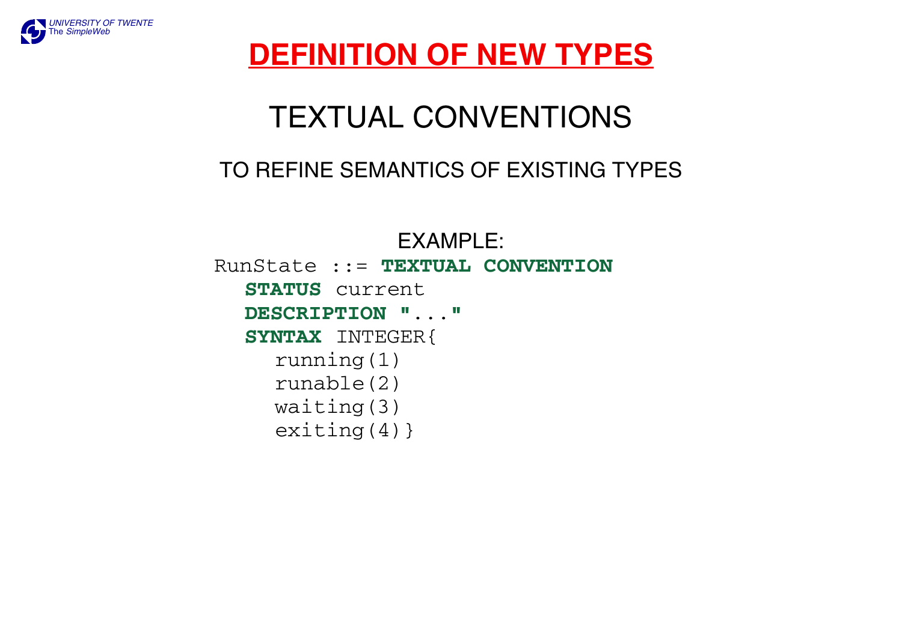# DEFINITION OF NEW TYPES

## TEXTUAL CONVENTIONS

### TO REFINE SEMANTICS OF EXISTING TYPES

EXAMPLE:

```
RunState ::= TEXTUAL CONVENTION
   STATUS current
   DESCRIPTION "..."
   SYNTAX INTEGER{
      running(1)
      runable(2)
      waiting(3)
      exiting(4)}
```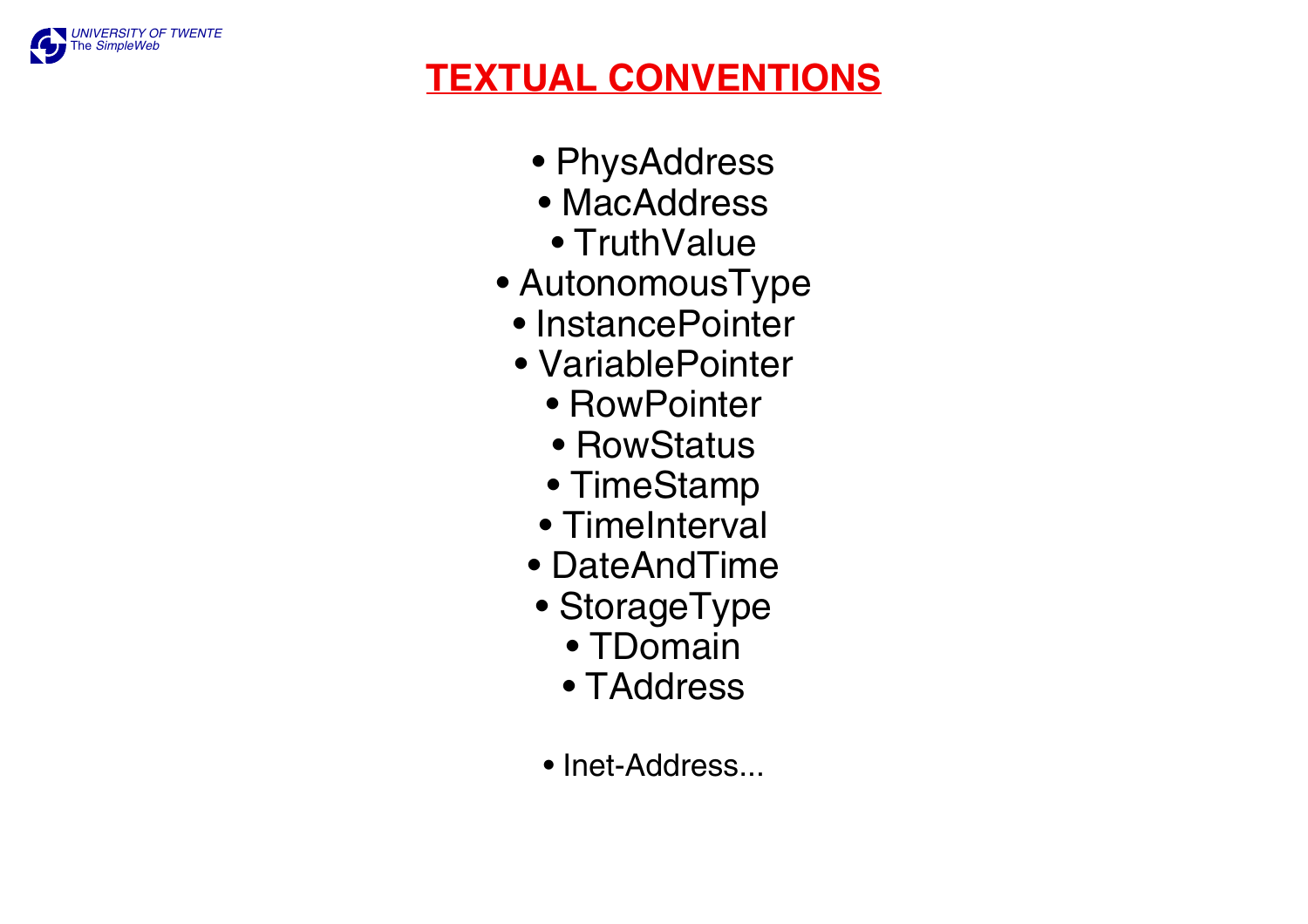# TEXTUAL CONVENTIONS

- PhysAddress
- MacAddress
- TruthValue
- AutonomousType
- InstancePointer
- VariablePointer
- RowPointer
- RowStatus
- TimeStamp
- TimeInterval
- DateAndTime
- StorageType
- TDomain
- TAddress

- Inet-Address...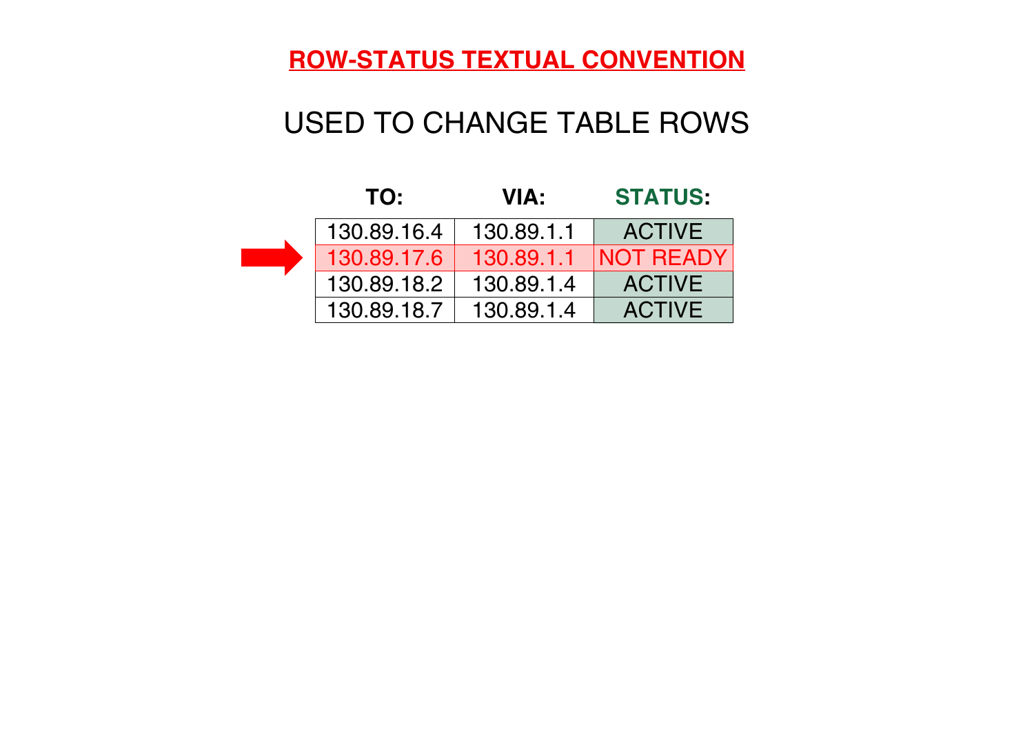# ROW-STATUS TEXTUAL CONVENTION

## USED TO CHANGE TABLE ROWS

| TO: | VIA: | STATUS: |
|---|---|---|
| 130.89.16.4 | 130.89.1.1 | ACTIVE |
| 130.89.17.6 | 130.89.1.1 | NOT READY |
| 130.89.18.2 | 130.89.1.4 | ACTIVE |
| 130.89.18.7 | 130.89.1.4 | ACTIVE |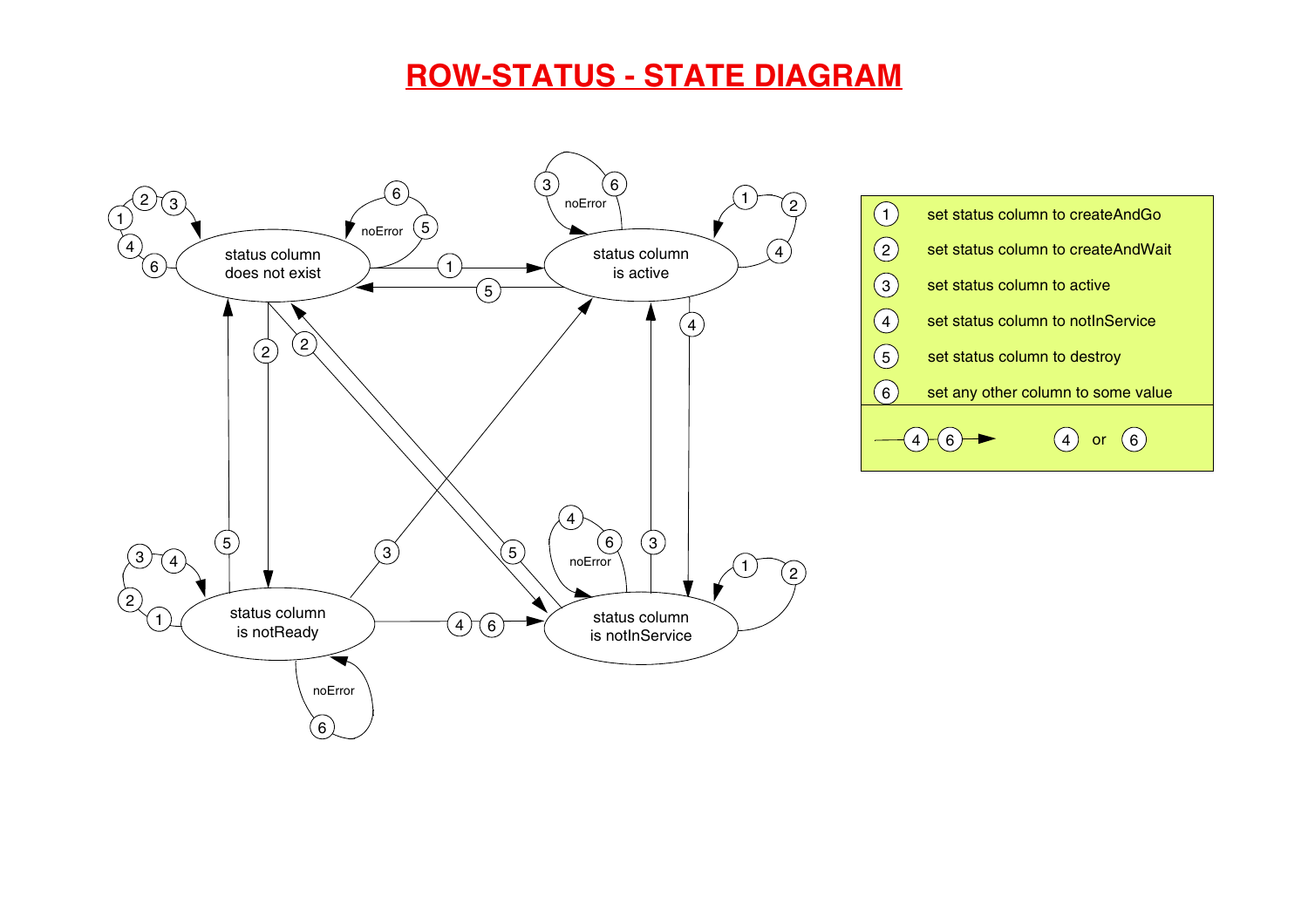# ROW-STATUS - STATE DIAGRAM

| | |
|---|---|
| 1 | set status column to createAndGo |
| 2 | set status column to createAndWait |
| 3 | set status column to active |
| 4 | set status column to notInService |
| 5 | set status column to destroy |
| 6 | set any other column to some value |
| —4—6→ | 4 or 6 |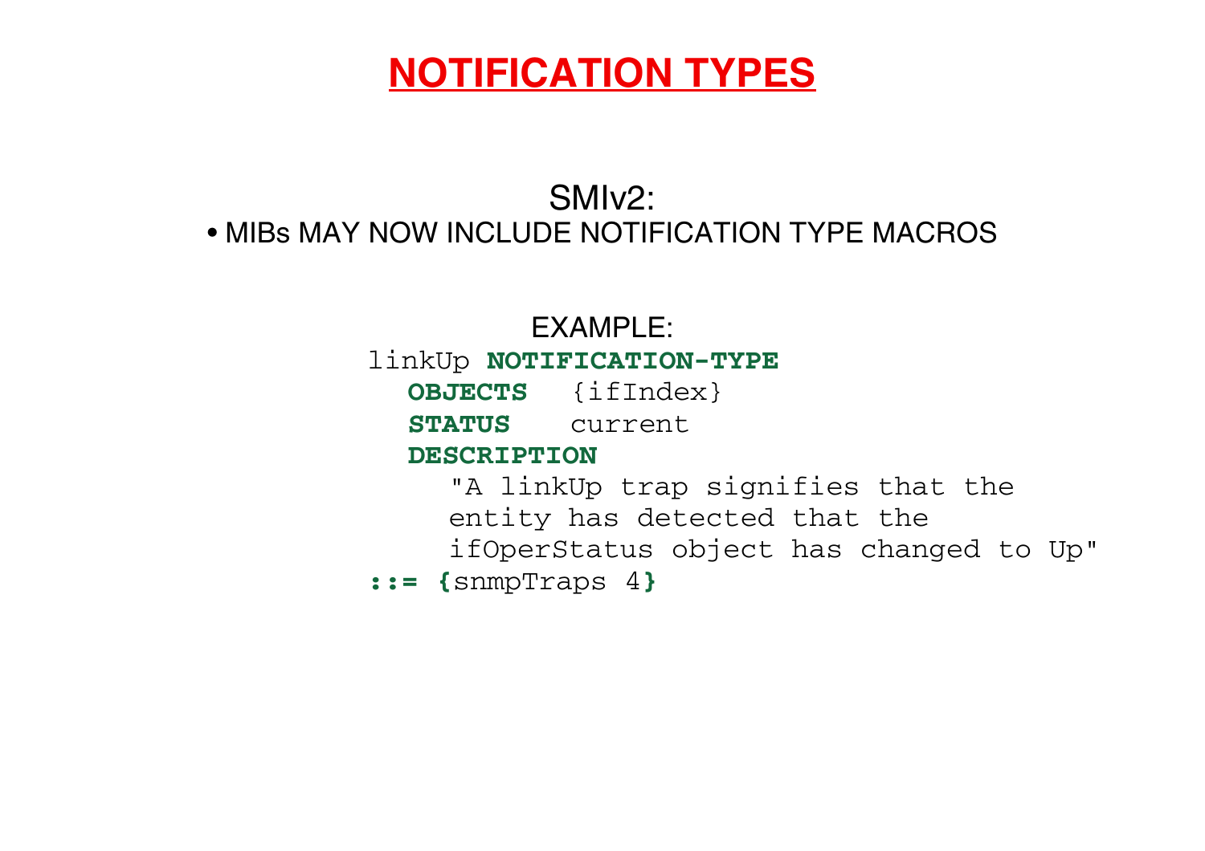# NOTIFICATION TYPES

SMIv2:

- MIBs MAY NOW INCLUDE NOTIFICATION TYPE MACROS

EXAMPLE:

```
linkUp NOTIFICATION-TYPE
  OBJECTS   {ifIndex}
  STATUS    current
  DESCRIPTION
     "A linkUp trap signifies that the
     entity has detected that the
     ifOperStatus object has changed to Up"
::= {snmpTraps 4}
```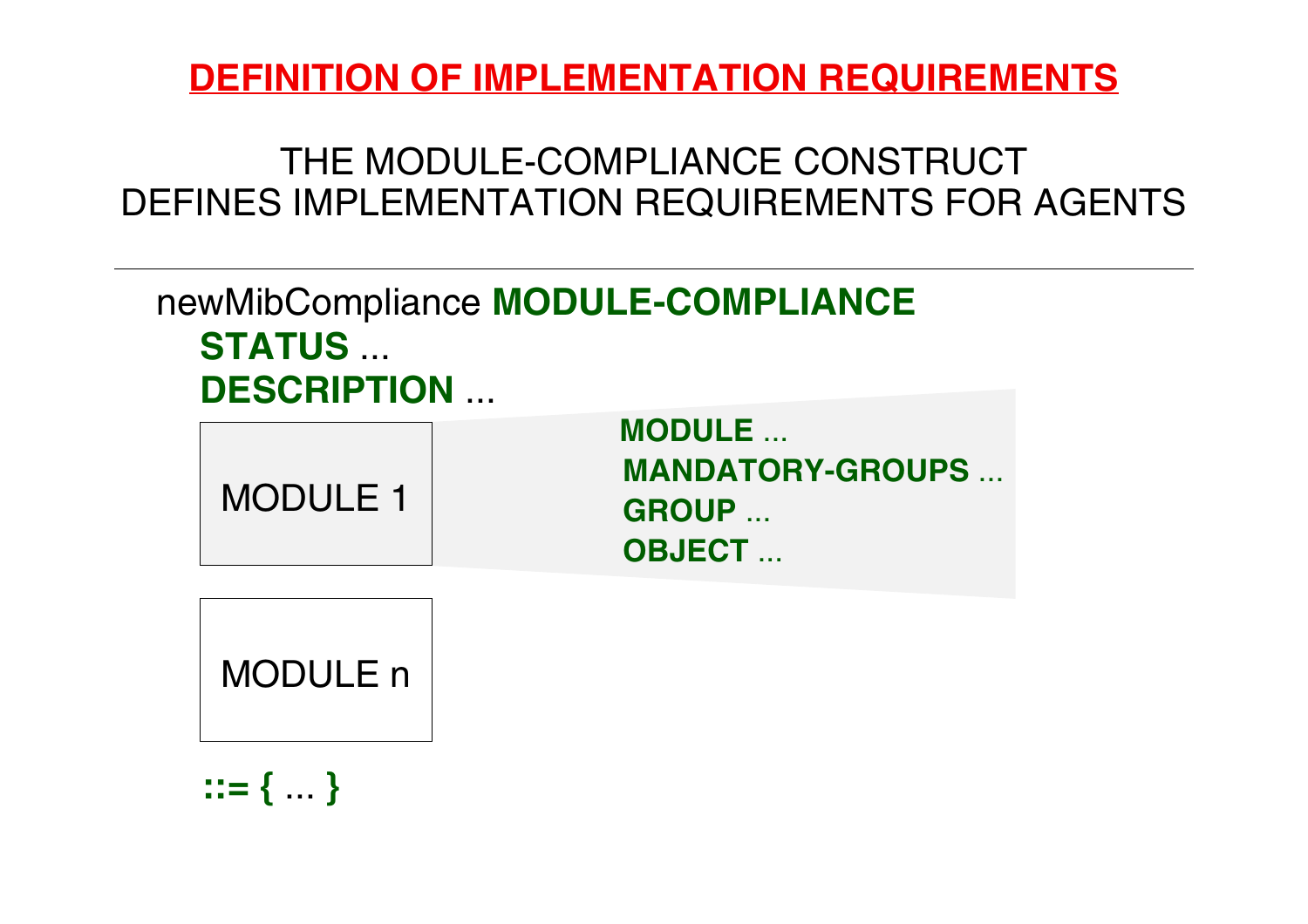# DEFINITION OF IMPLEMENTATION REQUIREMENTS

THE MODULE-COMPLIANCE CONSTRUCT
DEFINES IMPLEMENTATION REQUIREMENTS FOR AGENTS

---

newMibCompliance **MODULE-COMPLIANCE**
**STATUS** ...
**DESCRIPTION** ...

MODULE 1

**MODULE** ...
**MANDATORY-GROUPS** ...
**GROUP** ...
**OBJECT** ...

MODULE n

**::= {** ... **}**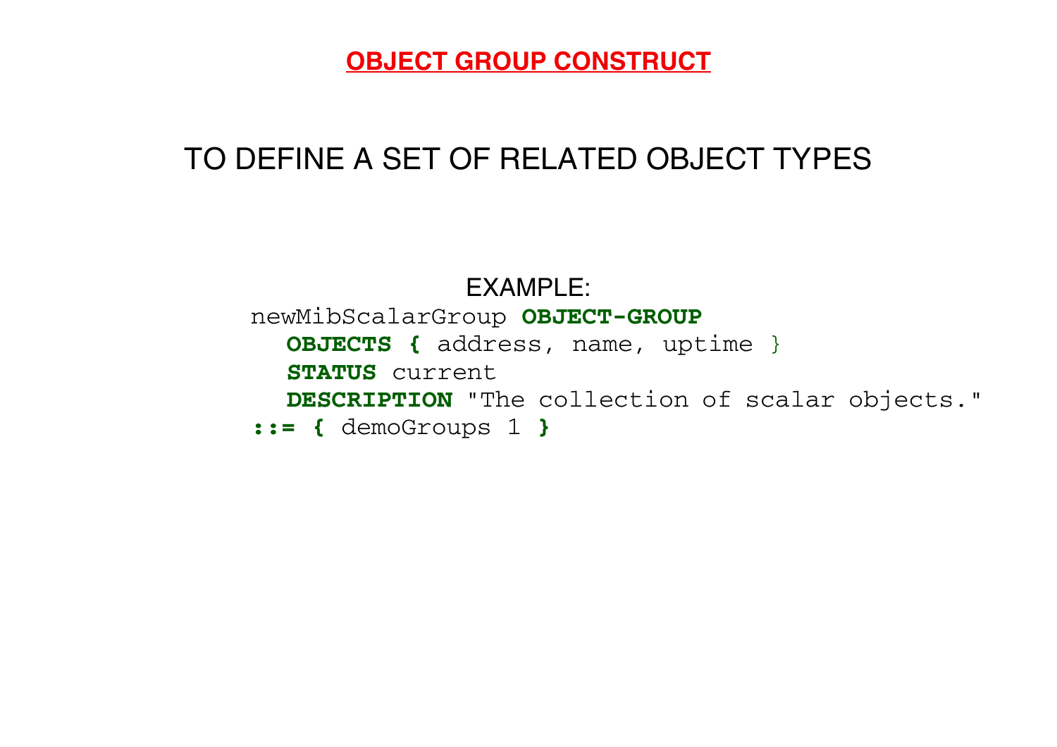# OBJECT GROUP CONSTRUCT

## TO DEFINE A SET OF RELATED OBJECT TYPES

EXAMPLE:

```
newMibScalarGroup OBJECT-GROUP
  OBJECTS { address, name, uptime }
  STATUS current
  DESCRIPTION "The collection of scalar objects."
::= { demoGroups 1 }
```